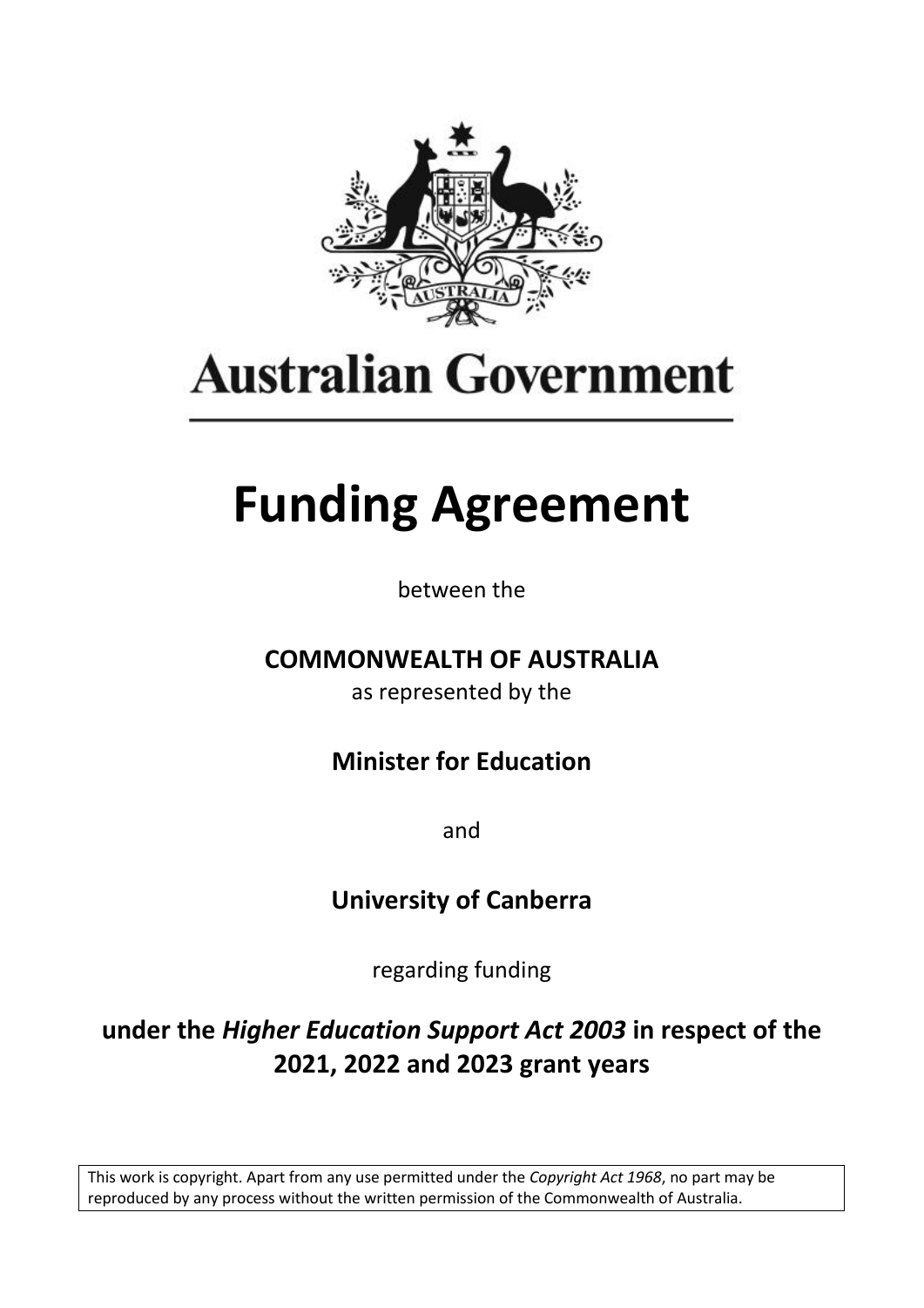Australian Government

# Funding Agreement

between the

**COMMONWEALTH OF AUSTRALIA**

as represented by the

**Minister for Education**

and

**University of Canberra**

regarding funding

**under the *Higher Education Support Act 2003* in respect of the 2021, 2022 and 2023 grant years**

This work is copyright. Apart from any use permitted under the *Copyright Act 1968*, no part may be reproduced by any process without the written permission of the Commonwealth of Australia.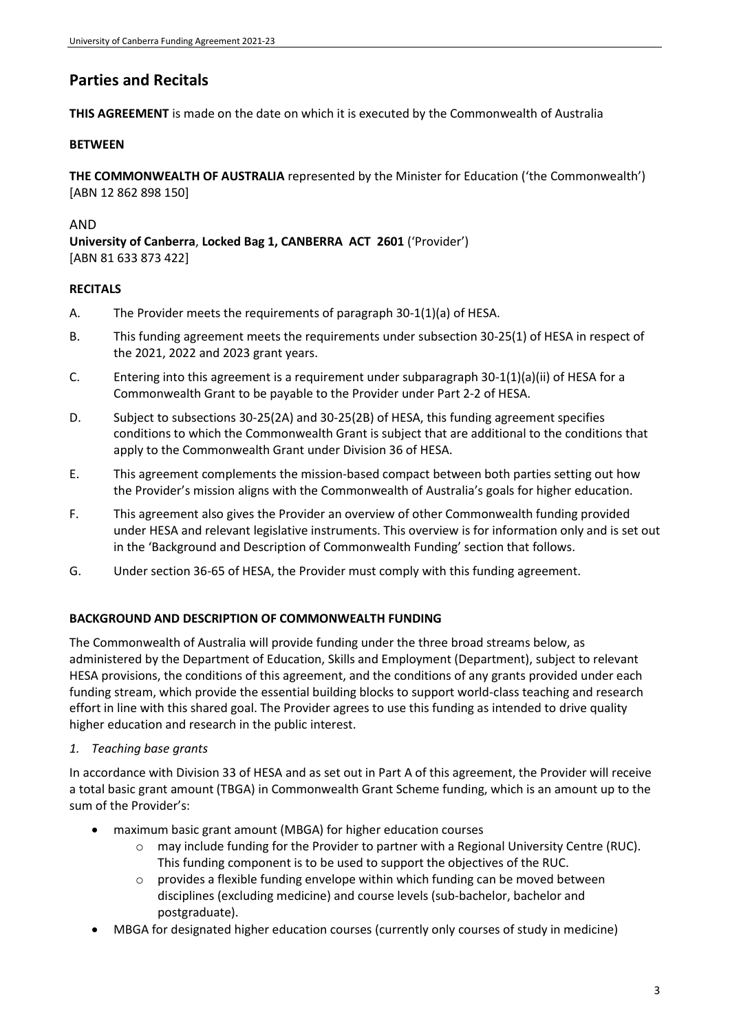## Parties and Recitals

**THIS AGREEMENT** is made on the date on which it is executed by the Commonwealth of Australia

**BETWEEN**

**THE COMMONWEALTH OF AUSTRALIA** represented by the Minister for Education ('the Commonwealth') [ABN 12 862 898 150]

AND

**University of Canberra**, **Locked Bag 1, CANBERRA ACT 2601** ('Provider') [ABN 81 633 873 422]

**RECITALS**

A. The Provider meets the requirements of paragraph 30-1(1)(a) of HESA.

B. This funding agreement meets the requirements under subsection 30-25(1) of HESA in respect of the 2021, 2022 and 2023 grant years.

C. Entering into this agreement is a requirement under subparagraph 30-1(1)(a)(ii) of HESA for a Commonwealth Grant to be payable to the Provider under Part 2-2 of HESA.

D. Subject to subsections 30-25(2A) and 30-25(2B) of HESA, this funding agreement specifies conditions to which the Commonwealth Grant is subject that are additional to the conditions that apply to the Commonwealth Grant under Division 36 of HESA.

E. This agreement complements the mission-based compact between both parties setting out how the Provider's mission aligns with the Commonwealth of Australia's goals for higher education.

F. This agreement also gives the Provider an overview of other Commonwealth funding provided under HESA and relevant legislative instruments. This overview is for information only and is set out in the 'Background and Description of Commonwealth Funding' section that follows.

G. Under section 36-65 of HESA, the Provider must comply with this funding agreement.

**BACKGROUND AND DESCRIPTION OF COMMONWEALTH FUNDING**

The Commonwealth of Australia will provide funding under the three broad streams below, as administered by the Department of Education, Skills and Employment (Department), subject to relevant HESA provisions, the conditions of this agreement, and the conditions of any grants provided under each funding stream, which provide the essential building blocks to support world-class teaching and research effort in line with this shared goal. The Provider agrees to use this funding as intended to drive quality higher education and research in the public interest.

*1. Teaching base grants*

In accordance with Division 33 of HESA and as set out in Part A of this agreement, the Provider will receive a total basic grant amount (TBGA) in Commonwealth Grant Scheme funding, which is an amount up to the sum of the Provider's:

- maximum basic grant amount (MBGA) for higher education courses
  - may include funding for the Provider to partner with a Regional University Centre (RUC). This funding component is to be used to support the objectives of the RUC.
  - provides a flexible funding envelope within which funding can be moved between disciplines (excluding medicine) and course levels (sub-bachelor, bachelor and postgraduate).
- MBGA for designated higher education courses (currently only courses of study in medicine)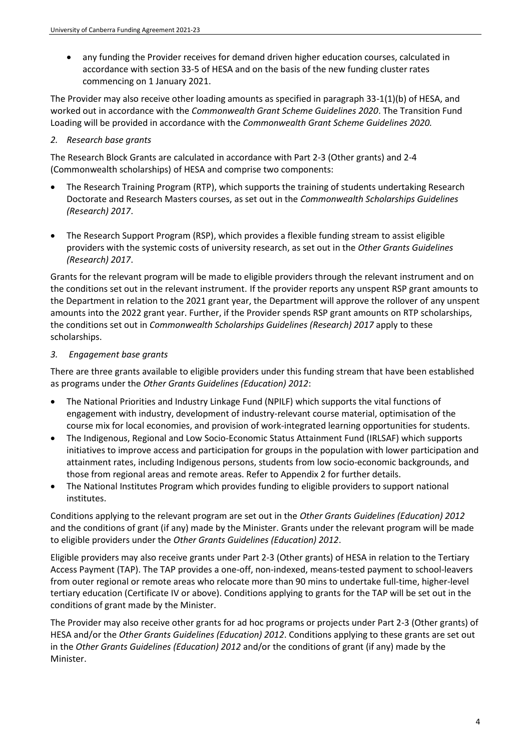- any funding the Provider receives for demand driven higher education courses, calculated in accordance with section 33-5 of HESA and on the basis of the new funding cluster rates commencing on 1 January 2021.

The Provider may also receive other loading amounts as specified in paragraph 33-1(1)(b) of HESA, and worked out in accordance with the *Commonwealth Grant Scheme Guidelines 2020*. The Transition Fund Loading will be provided in accordance with the *Commonwealth Grant Scheme Guidelines 2020.*

*2. Research base grants*

The Research Block Grants are calculated in accordance with Part 2-3 (Other grants) and 2-4 (Commonwealth scholarships) of HESA and comprise two components:

- The Research Training Program (RTP), which supports the training of students undertaking Research Doctorate and Research Masters courses, as set out in the *Commonwealth Scholarships Guidelines (Research) 2017*.
- The Research Support Program (RSP), which provides a flexible funding stream to assist eligible providers with the systemic costs of university research, as set out in the *Other Grants Guidelines (Research) 2017*.

Grants for the relevant program will be made to eligible providers through the relevant instrument and on the conditions set out in the relevant instrument. If the provider reports any unspent RSP grant amounts to the Department in relation to the 2021 grant year, the Department will approve the rollover of any unspent amounts into the 2022 grant year. Further, if the Provider spends RSP grant amounts on RTP scholarships, the conditions set out in *Commonwealth Scholarships Guidelines (Research) 2017* apply to these scholarships.

*3. Engagement base grants*

There are three grants available to eligible providers under this funding stream that have been established as programs under the *Other Grants Guidelines (Education) 2012*:

- The National Priorities and Industry Linkage Fund (NPILF) which supports the vital functions of engagement with industry, development of industry-relevant course material, optimisation of the course mix for local economies, and provision of work-integrated learning opportunities for students.
- The Indigenous, Regional and Low Socio-Economic Status Attainment Fund (IRLSAF) which supports initiatives to improve access and participation for groups in the population with lower participation and attainment rates, including Indigenous persons, students from low socio-economic backgrounds, and those from regional areas and remote areas. Refer to Appendix 2 for further details.
- The National Institutes Program which provides funding to eligible providers to support national institutes.

Conditions applying to the relevant program are set out in the *Other Grants Guidelines (Education) 2012* and the conditions of grant (if any) made by the Minister. Grants under the relevant program will be made to eligible providers under the *Other Grants Guidelines (Education) 2012*.

Eligible providers may also receive grants under Part 2-3 (Other grants) of HESA in relation to the Tertiary Access Payment (TAP). The TAP provides a one-off, non-indexed, means-tested payment to school-leavers from outer regional or remote areas who relocate more than 90 mins to undertake full-time, higher-level tertiary education (Certificate IV or above). Conditions applying to grants for the TAP will be set out in the conditions of grant made by the Minister.

The Provider may also receive other grants for ad hoc programs or projects under Part 2-3 (Other grants) of HESA and/or the *Other Grants Guidelines (Education) 2012*. Conditions applying to these grants are set out in the *Other Grants Guidelines (Education) 2012* and/or the conditions of grant (if any) made by the Minister.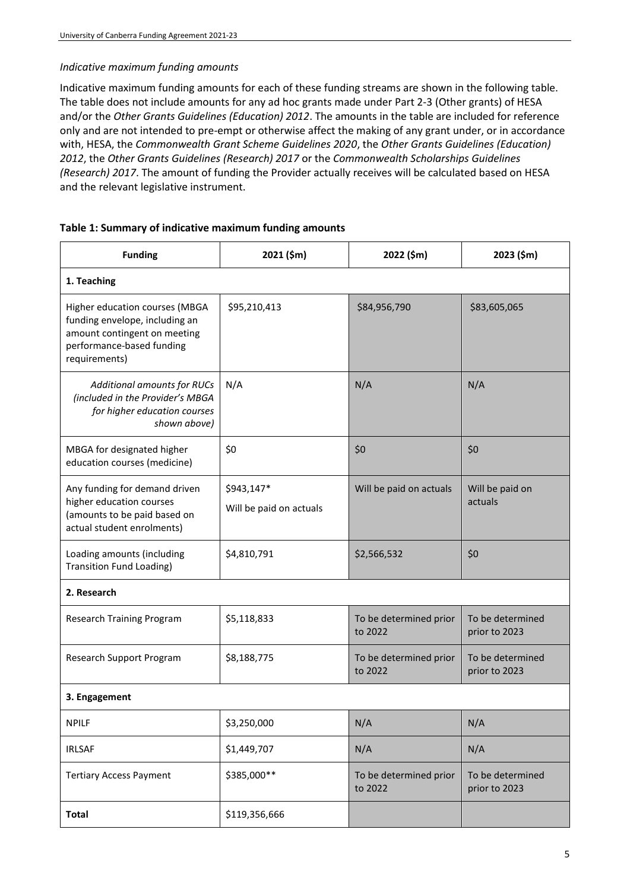*Indicative maximum funding amounts*

Indicative maximum funding amounts for each of these funding streams are shown in the following table. The table does not include amounts for any ad hoc grants made under Part 2-3 (Other grants) of HESA and/or the *Other Grants Guidelines (Education) 2012*. The amounts in the table are included for reference only and are not intended to pre-empt or otherwise affect the making of any grant under, or in accordance with, HESA, the *Commonwealth Grant Scheme Guidelines 2020*, the *Other Grants Guidelines (Education) 2012*, the *Other Grants Guidelines (Research) 2017* or the *Commonwealth Scholarships Guidelines (Research) 2017*. The amount of funding the Provider actually receives will be calculated based on HESA and the relevant legislative instrument.

**Table 1: Summary of indicative maximum funding amounts**

| Funding | 2021 ($m) | 2022 ($m) | 2023 ($m) |
|---|---|---|---|
| **1. Teaching** | | | |
| Higher education courses (MBGA funding envelope, including an amount contingent on meeting performance-based funding requirements) | $95,210,413 | $84,956,790 | $83,605,065 |
| *Additional amounts for RUCs (included in the Provider's MBGA for higher education courses shown above)* | N/A | N/A | N/A |
| MBGA for designated higher education courses (medicine) | $0 | $0 | $0 |
| Any funding for demand driven higher education courses (amounts to be paid based on actual student enrolments) | $943,147* Will be paid on actuals | Will be paid on actuals | Will be paid on actuals |
| Loading amounts (including Transition Fund Loading) | $4,810,791 | $2,566,532 | $0 |
| **2. Research** | | | |
| Research Training Program | $5,118,833 | To be determined prior to 2022 | To be determined prior to 2023 |
| Research Support Program | $8,188,775 | To be determined prior to 2022 | To be determined prior to 2023 |
| **3. Engagement** | | | |
| NPILF | $3,250,000 | N/A | N/A |
| IRLSAF | $1,449,707 | N/A | N/A |
| Tertiary Access Payment | $385,000** | To be determined prior to 2022 | To be determined prior to 2023 |
| **Total** | $119,356,666 | | |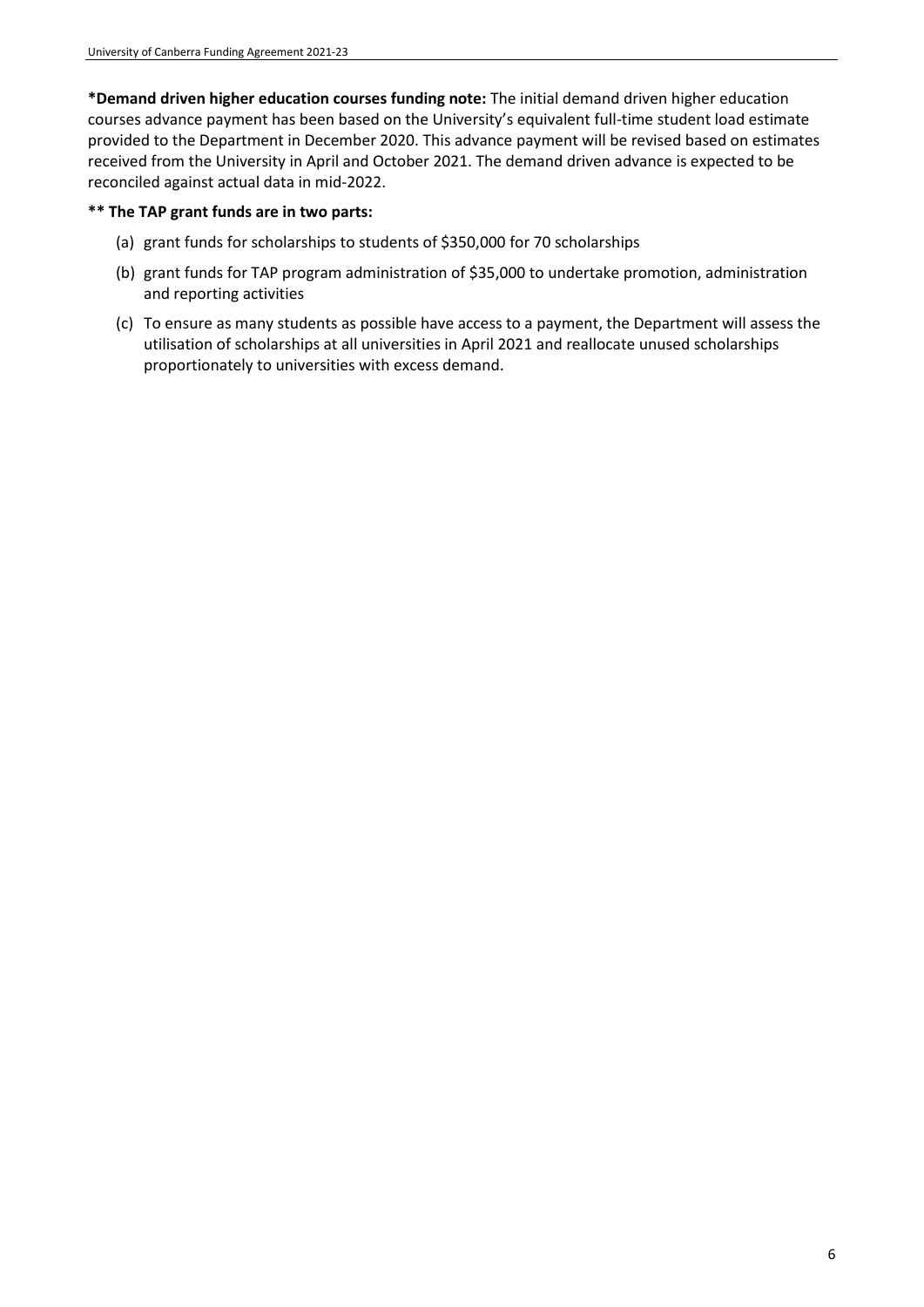**\*Demand driven higher education courses funding note:** The initial demand driven higher education courses advance payment has been based on the University's equivalent full-time student load estimate provided to the Department in December 2020. This advance payment will be revised based on estimates received from the University in April and October 2021. The demand driven advance is expected to be reconciled against actual data in mid-2022.

**\*\* The TAP grant funds are in two parts:**

(a) grant funds for scholarships to students of $350,000 for 70 scholarships

(b) grant funds for TAP program administration of $35,000 to undertake promotion, administration and reporting activities

(c) To ensure as many students as possible have access to a payment, the Department will assess the utilisation of scholarships at all universities in April 2021 and reallocate unused scholarships proportionately to universities with excess demand.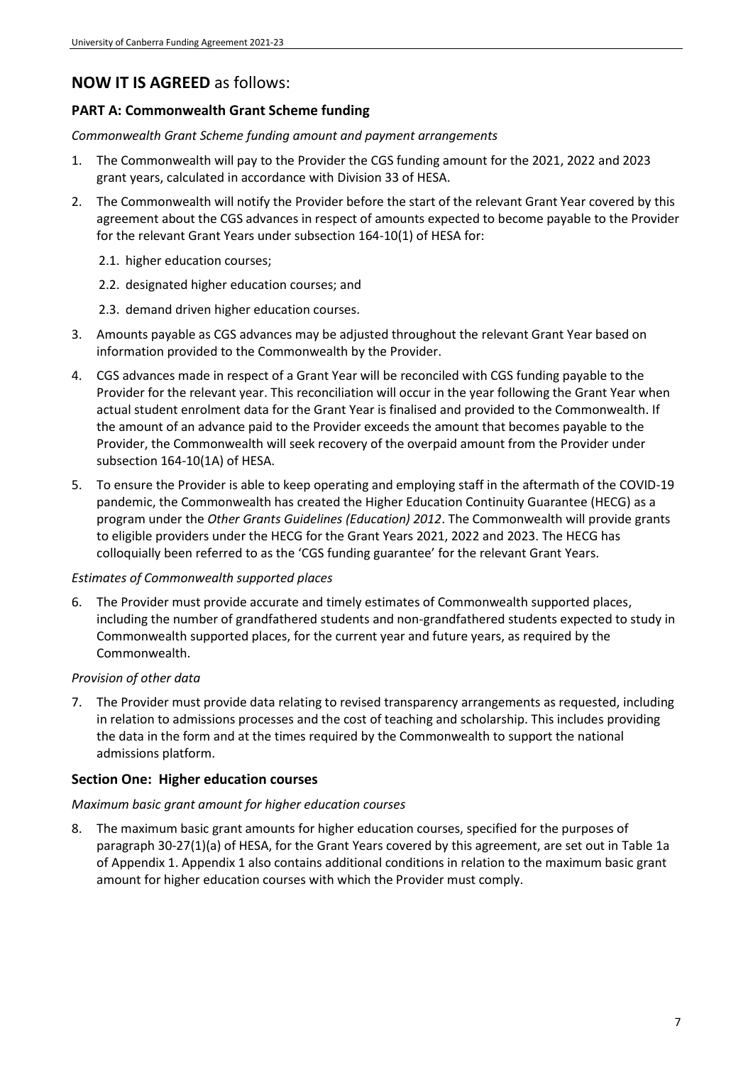## NOW IT IS AGREED as follows:

### PART A: Commonwealth Grant Scheme funding

*Commonwealth Grant Scheme funding amount and payment arrangements*

1. The Commonwealth will pay to the Provider the CGS funding amount for the 2021, 2022 and 2023 grant years, calculated in accordance with Division 33 of HESA.
2. The Commonwealth will notify the Provider before the start of the relevant Grant Year covered by this agreement about the CGS advances in respect of amounts expected to become payable to the Provider for the relevant Grant Years under subsection 164-10(1) of HESA for:
   - 2.1. higher education courses;
   - 2.2. designated higher education courses; and
   - 2.3. demand driven higher education courses.
3. Amounts payable as CGS advances may be adjusted throughout the relevant Grant Year based on information provided to the Commonwealth by the Provider.
4. CGS advances made in respect of a Grant Year will be reconciled with CGS funding payable to the Provider for the relevant year. This reconciliation will occur in the year following the Grant Year when actual student enrolment data for the Grant Year is finalised and provided to the Commonwealth. If the amount of an advance paid to the Provider exceeds the amount that becomes payable to the Provider, the Commonwealth will seek recovery of the overpaid amount from the Provider under subsection 164-10(1A) of HESA.
5. To ensure the Provider is able to keep operating and employing staff in the aftermath of the COVID-19 pandemic, the Commonwealth has created the Higher Education Continuity Guarantee (HECG) as a program under the *Other Grants Guidelines (Education) 2012*. The Commonwealth will provide grants to eligible providers under the HECG for the Grant Years 2021, 2022 and 2023. The HECG has colloquially been referred to as the 'CGS funding guarantee' for the relevant Grant Years.

*Estimates of Commonwealth supported places*

6. The Provider must provide accurate and timely estimates of Commonwealth supported places, including the number of grandfathered students and non-grandfathered students expected to study in Commonwealth supported places, for the current year and future years, as required by the Commonwealth.

*Provision of other data*

7. The Provider must provide data relating to revised transparency arrangements as requested, including in relation to admissions processes and the cost of teaching and scholarship. This includes providing the data in the form and at the times required by the Commonwealth to support the national admissions platform.

### Section One: Higher education courses

*Maximum basic grant amount for higher education courses*

8. The maximum basic grant amounts for higher education courses, specified for the purposes of paragraph 30-27(1)(a) of HESA, for the Grant Years covered by this agreement, are set out in Table 1a of Appendix 1. Appendix 1 also contains additional conditions in relation to the maximum basic grant amount for higher education courses with which the Provider must comply.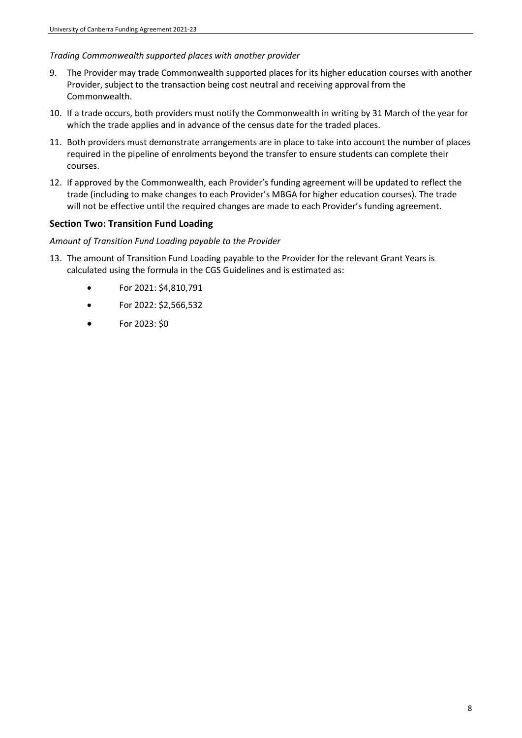*Trading Commonwealth supported places with another provider*

9. The Provider may trade Commonwealth supported places for its higher education courses with another Provider, subject to the transaction being cost neutral and receiving approval from the Commonwealth.
10. If a trade occurs, both providers must notify the Commonwealth in writing by 31 March of the year for which the trade applies and in advance of the census date for the traded places.
11. Both providers must demonstrate arrangements are in place to take into account the number of places required in the pipeline of enrolments beyond the transfer to ensure students can complete their courses.
12. If approved by the Commonwealth, each Provider's funding agreement will be updated to reflect the trade (including to make changes to each Provider's MBGA for higher education courses). The trade will not be effective until the required changes are made to each Provider's funding agreement.

## Section Two: Transition Fund Loading

*Amount of Transition Fund Loading payable to the Provider*

13. The amount of Transition Fund Loading payable to the Provider for the relevant Grant Years is calculated using the formula in the CGS Guidelines and is estimated as:
    - For 2021: $4,810,791
    - For 2022: $2,566,532
    - For 2023: $0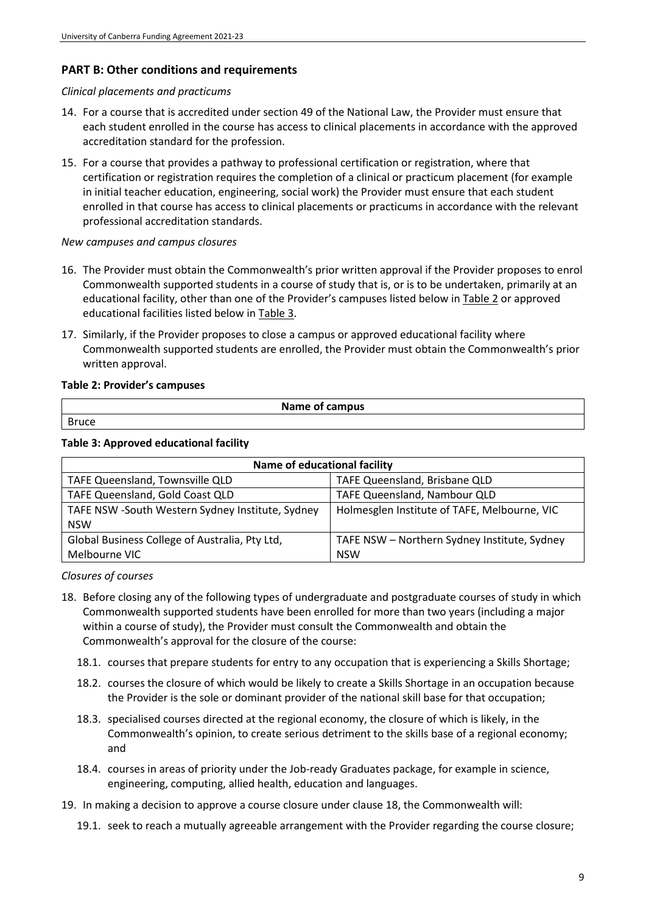## PART B: Other conditions and requirements

*Clinical placements and practicums*

14. For a course that is accredited under section 49 of the National Law, the Provider must ensure that each student enrolled in the course has access to clinical placements in accordance with the approved accreditation standard for the profession.

15. For a course that provides a pathway to professional certification or registration, where that certification or registration requires the completion of a clinical or practicum placement (for example in initial teacher education, engineering, social work) the Provider must ensure that each student enrolled in that course has access to clinical placements or practicums in accordance with the relevant professional accreditation standards.

*New campuses and campus closures*

16. The Provider must obtain the Commonwealth's prior written approval if the Provider proposes to enrol Commonwealth supported students in a course of study that is, or is to be undertaken, primarily at an educational facility, other than one of the Provider's campuses listed below in Table 2 or approved educational facilities listed below in Table 3.

17. Similarly, if the Provider proposes to close a campus or approved educational facility where Commonwealth supported students are enrolled, the Provider must obtain the Commonwealth's prior written approval.

**Table 2: Provider's campuses**

| Name of campus |
|---|
| Bruce |

**Table 3: Approved educational facility**

| Name of educational facility | |
|---|---|
| TAFE Queensland, Townsville QLD | TAFE Queensland, Brisbane QLD |
| TAFE Queensland, Gold Coast QLD | TAFE Queensland, Nambour QLD |
| TAFE NSW -South Western Sydney Institute, Sydney NSW | Holmesglen Institute of TAFE, Melbourne, VIC |
| Global Business College of Australia, Pty Ltd, Melbourne VIC | TAFE NSW – Northern Sydney Institute, Sydney NSW |

*Closures of courses*

18. Before closing any of the following types of undergraduate and postgraduate courses of study in which Commonwealth supported students have been enrolled for more than two years (including a major within a course of study), the Provider must consult the Commonwealth and obtain the Commonwealth's approval for the closure of the course:

    18.1. courses that prepare students for entry to any occupation that is experiencing a Skills Shortage;

    18.2. courses the closure of which would be likely to create a Skills Shortage in an occupation because the Provider is the sole or dominant provider of the national skill base for that occupation;

    18.3. specialised courses directed at the regional economy, the closure of which is likely, in the Commonwealth's opinion, to create serious detriment to the skills base of a regional economy; and

    18.4. courses in areas of priority under the Job-ready Graduates package, for example in science, engineering, computing, allied health, education and languages.

19. In making a decision to approve a course closure under clause 18, the Commonwealth will:

    19.1. seek to reach a mutually agreeable arrangement with the Provider regarding the course closure;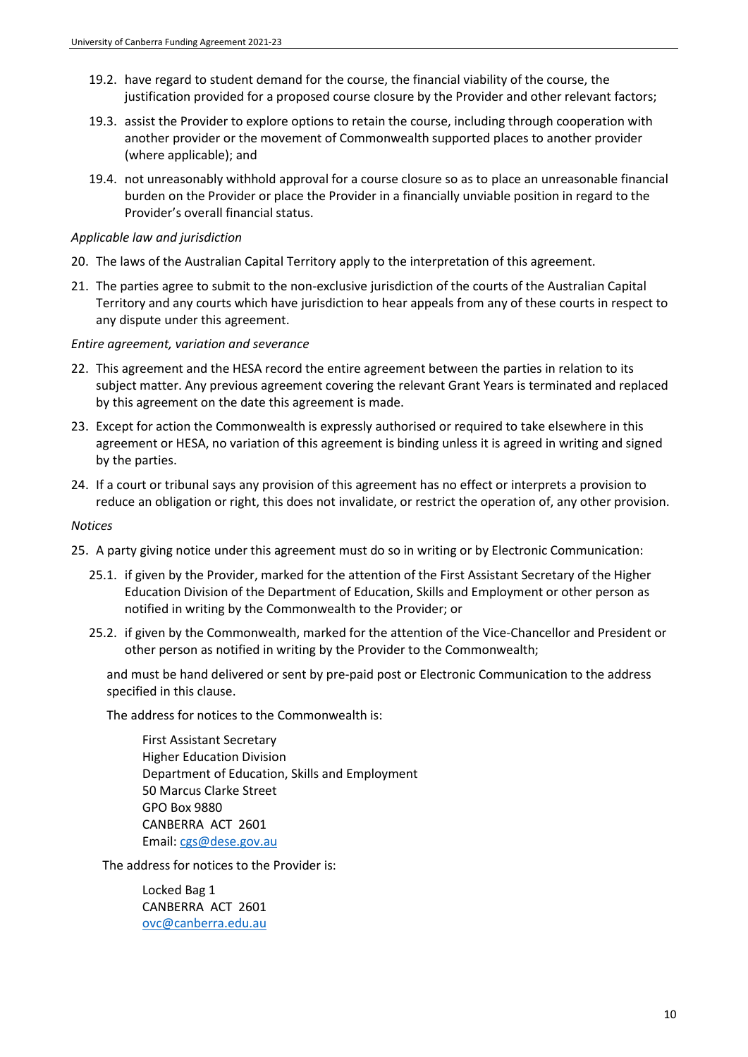19.2. have regard to student demand for the course, the financial viability of the course, the justification provided for a proposed course closure by the Provider and other relevant factors;

19.3. assist the Provider to explore options to retain the course, including through cooperation with another provider or the movement of Commonwealth supported places to another provider (where applicable); and

19.4. not unreasonably withhold approval for a course closure so as to place an unreasonable financial burden on the Provider or place the Provider in a financially unviable position in regard to the Provider's overall financial status.

*Applicable law and jurisdiction*

20. The laws of the Australian Capital Territory apply to the interpretation of this agreement.

21. The parties agree to submit to the non-exclusive jurisdiction of the courts of the Australian Capital Territory and any courts which have jurisdiction to hear appeals from any of these courts in respect to any dispute under this agreement.

*Entire agreement, variation and severance*

22. This agreement and the HESA record the entire agreement between the parties in relation to its subject matter. Any previous agreement covering the relevant Grant Years is terminated and replaced by this agreement on the date this agreement is made.

23. Except for action the Commonwealth is expressly authorised or required to take elsewhere in this agreement or HESA, no variation of this agreement is binding unless it is agreed in writing and signed by the parties.

24. If a court or tribunal says any provision of this agreement has no effect or interprets a provision to reduce an obligation or right, this does not invalidate, or restrict the operation of, any other provision.

*Notices*

25. A party giving notice under this agreement must do so in writing or by Electronic Communication:

    25.1. if given by the Provider, marked for the attention of the First Assistant Secretary of the Higher Education Division of the Department of Education, Skills and Employment or other person as notified in writing by the Commonwealth to the Provider; or

    25.2. if given by the Commonwealth, marked for the attention of the Vice-Chancellor and President or other person as notified in writing by the Provider to the Commonwealth;

    and must be hand delivered or sent by pre-paid post or Electronic Communication to the address specified in this clause.

    The address for notices to the Commonwealth is:

    First Assistant Secretary
    Higher Education Division
    Department of Education, Skills and Employment
    50 Marcus Clarke Street
    GPO Box 9880
    CANBERRA ACT 2601
    Email: cgs@dese.gov.au

    The address for notices to the Provider is:

    Locked Bag 1
    CANBERRA ACT 2601
    ovc@canberra.edu.au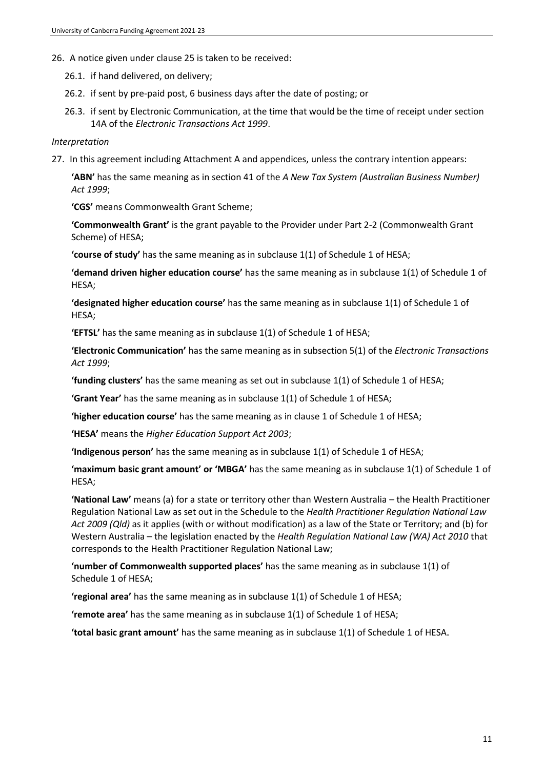26. A notice given under clause 25 is taken to be received:

    26.1. if hand delivered, on delivery;

    26.2. if sent by pre-paid post, 6 business days after the date of posting; or

    26.3. if sent by Electronic Communication, at the time that would be the time of receipt under section 14A of the *Electronic Transactions Act 1999*.

*Interpretation*

27. In this agreement including Attachment A and appendices, unless the contrary intention appears:

    **'ABN'** has the same meaning as in section 41 of the *A New Tax System (Australian Business Number) Act 1999*;

    **'CGS'** means Commonwealth Grant Scheme;

    **'Commonwealth Grant'** is the grant payable to the Provider under Part 2-2 (Commonwealth Grant Scheme) of HESA;

    **'course of study'** has the same meaning as in subclause 1(1) of Schedule 1 of HESA;

    **'demand driven higher education course'** has the same meaning as in subclause 1(1) of Schedule 1 of HESA;

    **'designated higher education course'** has the same meaning as in subclause 1(1) of Schedule 1 of HESA;

    **'EFTSL'** has the same meaning as in subclause 1(1) of Schedule 1 of HESA;

    **'Electronic Communication'** has the same meaning as in subsection 5(1) of the *Electronic Transactions Act 1999*;

    **'funding clusters'** has the same meaning as set out in subclause 1(1) of Schedule 1 of HESA;

    **'Grant Year'** has the same meaning as in subclause 1(1) of Schedule 1 of HESA;

    **'higher education course'** has the same meaning as in clause 1 of Schedule 1 of HESA;

    **'HESA'** means the *Higher Education Support Act 2003*;

    **'Indigenous person'** has the same meaning as in subclause 1(1) of Schedule 1 of HESA;

    **'maximum basic grant amount' or 'MBGA'** has the same meaning as in subclause 1(1) of Schedule 1 of HESA;

    **'National Law'** means (a) for a state or territory other than Western Australia – the Health Practitioner Regulation National Law as set out in the Schedule to the *Health Practitioner Regulation National Law Act 2009 (Qld)* as it applies (with or without modification) as a law of the State or Territory; and (b) for Western Australia – the legislation enacted by the *Health Regulation National Law (WA) Act 2010* that corresponds to the Health Practitioner Regulation National Law;

    **'number of Commonwealth supported places'** has the same meaning as in subclause 1(1) of Schedule 1 of HESA;

    **'regional area'** has the same meaning as in subclause 1(1) of Schedule 1 of HESA;

    **'remote area'** has the same meaning as in subclause 1(1) of Schedule 1 of HESA;

    **'total basic grant amount'** has the same meaning as in subclause 1(1) of Schedule 1 of HESA.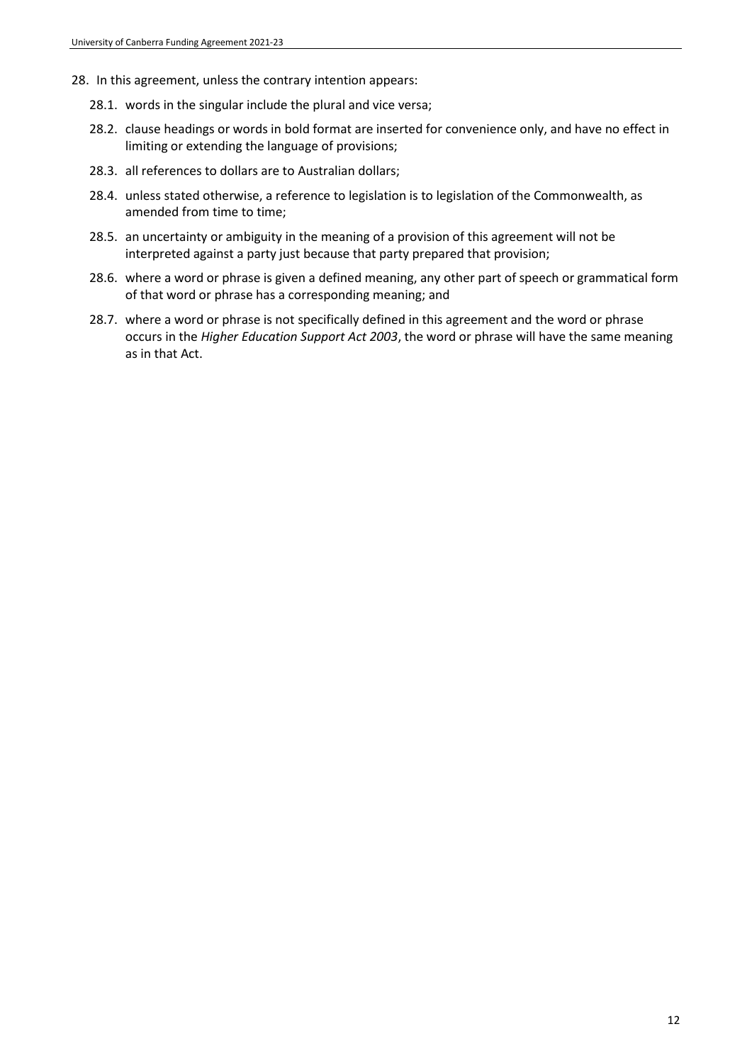28. In this agreement, unless the contrary intention appears:

    28.1. words in the singular include the plural and vice versa;

    28.2. clause headings or words in bold format are inserted for convenience only, and have no effect in limiting or extending the language of provisions;

    28.3. all references to dollars are to Australian dollars;

    28.4. unless stated otherwise, a reference to legislation is to legislation of the Commonwealth, as amended from time to time;

    28.5. an uncertainty or ambiguity in the meaning of a provision of this agreement will not be interpreted against a party just because that party prepared that provision;

    28.6. where a word or phrase is given a defined meaning, any other part of speech or grammatical form of that word or phrase has a corresponding meaning; and

    28.7. where a word or phrase is not specifically defined in this agreement and the word or phrase occurs in the *Higher Education Support Act 2003*, the word or phrase will have the same meaning as in that Act.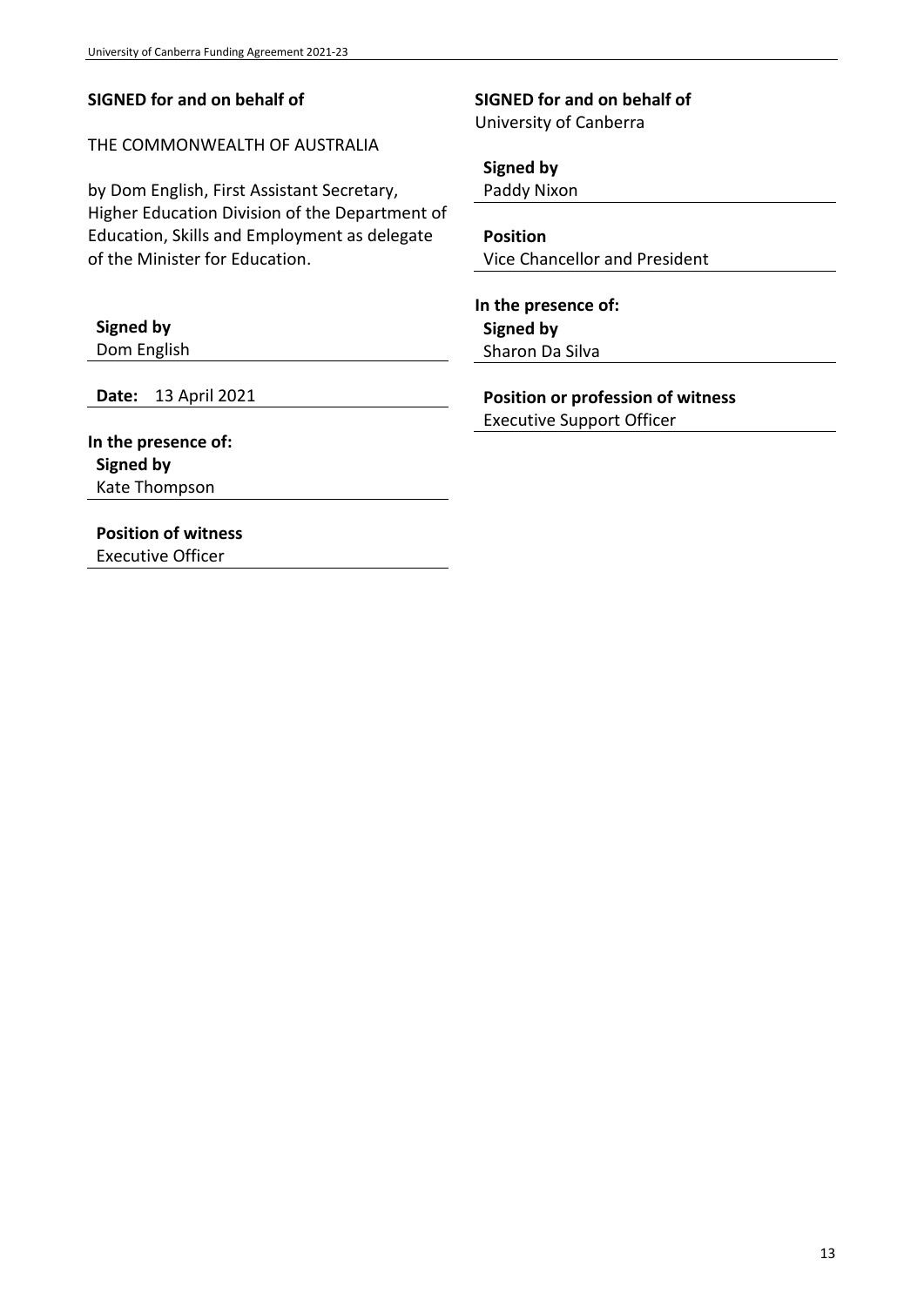**SIGNED for and on behalf of**

THE COMMONWEALTH OF AUSTRALIA

by Dom English, First Assistant Secretary, Higher Education Division of the Department of Education, Skills and Employment as delegate of the Minister for Education.

**Signed by**
Dom English

**Date:** 13 April 2021

**In the presence of:**
**Signed by**
Kate Thompson

**Position of witness**
Executive Officer

**SIGNED for and on behalf of**
University of Canberra

**Signed by**
Paddy Nixon

**Position**
Vice Chancellor and President

**In the presence of:**
**Signed by**
Sharon Da Silva

**Position or profession of witness**
Executive Support Officer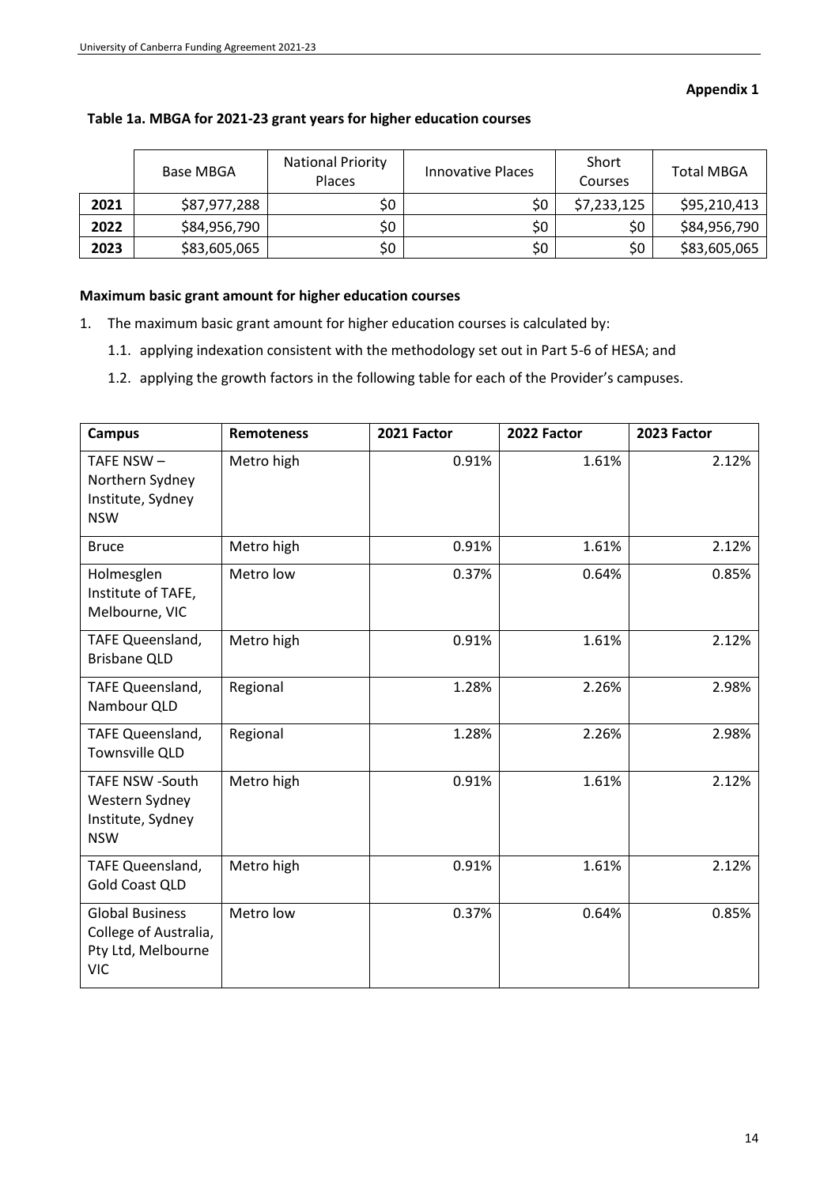**Appendix 1**

**Table 1a. MBGA for 2021-23 grant years for higher education courses**

| | Base MBGA | National Priority Places | Innovative Places | Short Courses | Total MBGA |
|---|---|---|---|---|---|
| **2021** | $87,977,288 | $0 | $0 | $7,233,125 | $95,210,413 |
| **2022** | $84,956,790 | $0 | $0 | $0 | $84,956,790 |
| **2023** | $83,605,065 | $0 | $0 | $0 | $83,605,065 |

**Maximum basic grant amount for higher education courses**

1. The maximum basic grant amount for higher education courses is calculated by:
   1.1. applying indexation consistent with the methodology set out in Part 5-6 of HESA; and
   1.2. applying the growth factors in the following table for each of the Provider's campuses.

| Campus | Remoteness | 2021 Factor | 2022 Factor | 2023 Factor |
|---|---|---|---|---|
| TAFE NSW – Northern Sydney Institute, Sydney NSW | Metro high | 0.91% | 1.61% | 2.12% |
| Bruce | Metro high | 0.91% | 1.61% | 2.12% |
| Holmesglen Institute of TAFE, Melbourne, VIC | Metro low | 0.37% | 0.64% | 0.85% |
| TAFE Queensland, Brisbane QLD | Metro high | 0.91% | 1.61% | 2.12% |
| TAFE Queensland, Nambour QLD | Regional | 1.28% | 2.26% | 2.98% |
| TAFE Queensland, Townsville QLD | Regional | 1.28% | 2.26% | 2.98% |
| TAFE NSW -South Western Sydney Institute, Sydney NSW | Metro high | 0.91% | 1.61% | 2.12% |
| TAFE Queensland, Gold Coast QLD | Metro high | 0.91% | 1.61% | 2.12% |
| Global Business College of Australia, Pty Ltd, Melbourne VIC | Metro low | 0.37% | 0.64% | 0.85% |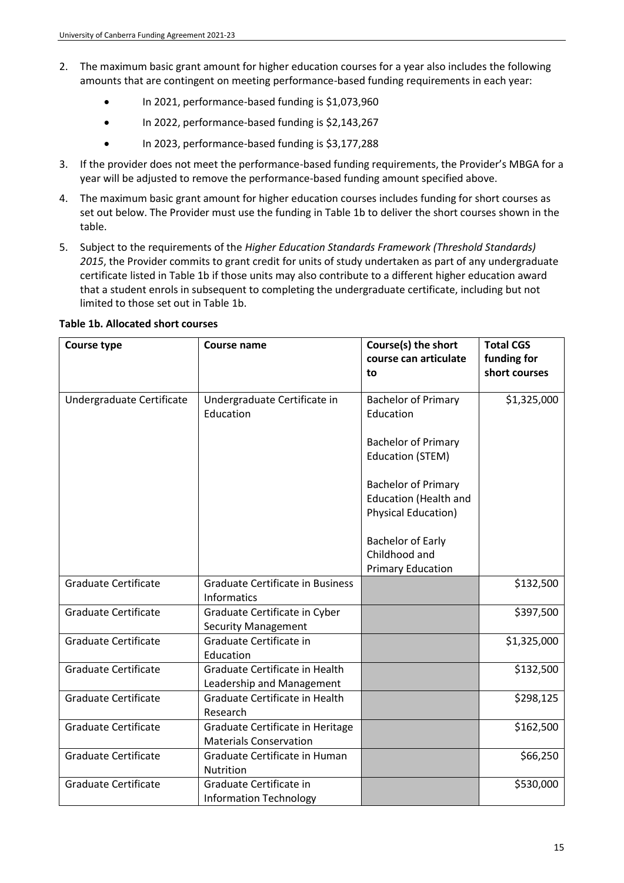2. The maximum basic grant amount for higher education courses for a year also includes the following amounts that are contingent on meeting performance-based funding requirements in each year:
    - In 2021, performance-based funding is $1,073,960
    - In 2022, performance-based funding is $2,143,267
    - In 2023, performance-based funding is $3,177,288
3. If the provider does not meet the performance-based funding requirements, the Provider's MBGA for a year will be adjusted to remove the performance-based funding amount specified above.
4. The maximum basic grant amount for higher education courses includes funding for short courses as set out below. The Provider must use the funding in Table 1b to deliver the short courses shown in the table.
5. Subject to the requirements of the *Higher Education Standards Framework (Threshold Standards) 2015*, the Provider commits to grant credit for units of study undertaken as part of any undergraduate certificate listed in Table 1b if those units may also contribute to a different higher education award that a student enrols in subsequent to completing the undergraduate certificate, including but not limited to those set out in Table 1b.

**Table 1b. Allocated short courses**

| Course type | Course name | Course(s) the short course can articulate to | Total CGS funding for short courses |
|---|---|---|---|
| Undergraduate Certificate | Undergraduate Certificate in Education | Bachelor of Primary Education<br><br>Bachelor of Primary Education (STEM)<br><br>Bachelor of Primary Education (Health and Physical Education)<br><br>Bachelor of Early Childhood and Primary Education | $1,325,000 |
| Graduate Certificate | Graduate Certificate in Business Informatics | | $132,500 |
| Graduate Certificate | Graduate Certificate in Cyber Security Management | | $397,500 |
| Graduate Certificate | Graduate Certificate in Education | | $1,325,000 |
| Graduate Certificate | Graduate Certificate in Health Leadership and Management | | $132,500 |
| Graduate Certificate | Graduate Certificate in Health Research | | $298,125 |
| Graduate Certificate | Graduate Certificate in Heritage Materials Conservation | | $162,500 |
| Graduate Certificate | Graduate Certificate in Human Nutrition | | $66,250 |
| Graduate Certificate | Graduate Certificate in Information Technology | | $530,000 |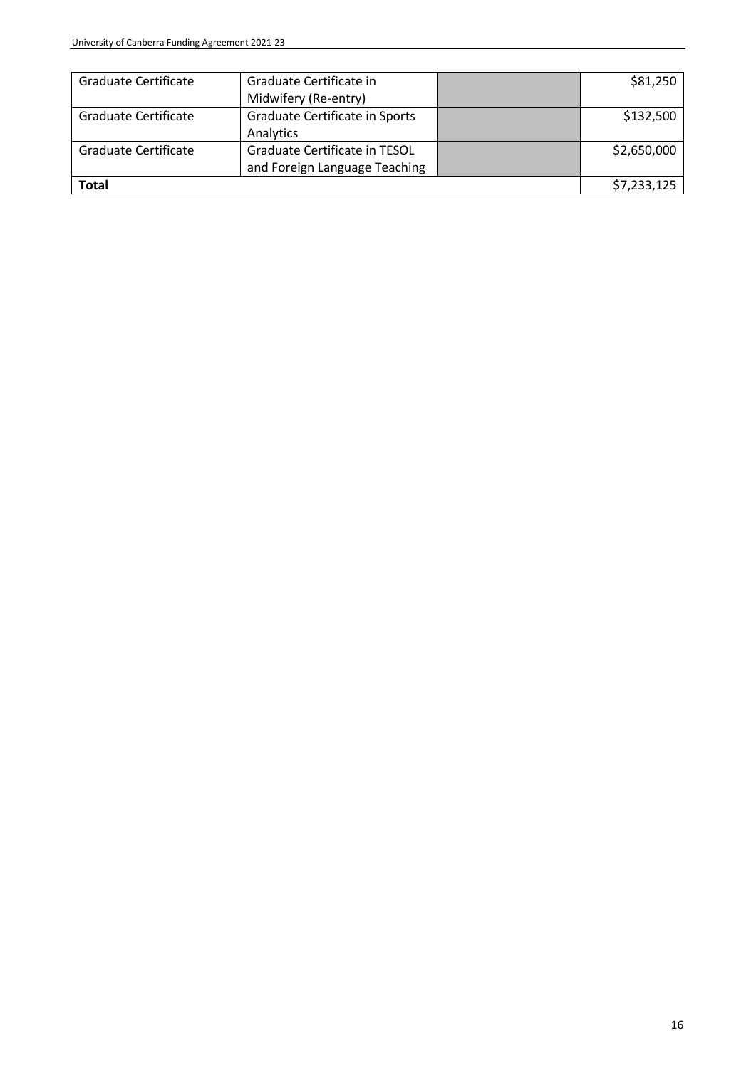| | | | |
|---|---|---|---|
| Graduate Certificate | Graduate Certificate in Midwifery (Re-entry) | | $81,250 |
| Graduate Certificate | Graduate Certificate in Sports Analytics | | $132,500 |
| Graduate Certificate | Graduate Certificate in TESOL and Foreign Language Teaching | | $2,650,000 |
| **Total** | | | $7,233,125 |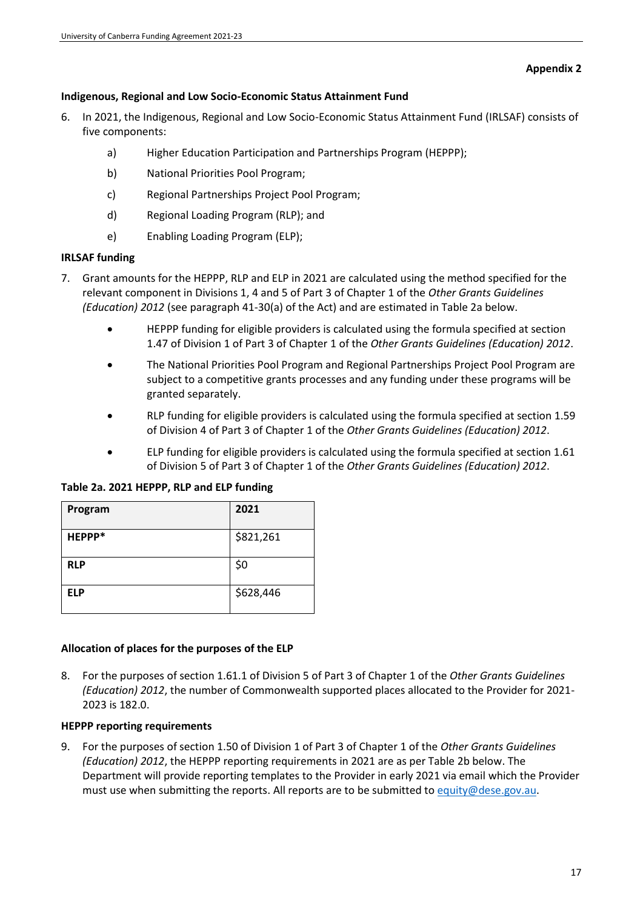**Appendix 2**

**Indigenous, Regional and Low Socio-Economic Status Attainment Fund**

6. In 2021, the Indigenous, Regional and Low Socio-Economic Status Attainment Fund (IRLSAF) consists of five components:

   a) Higher Education Participation and Partnerships Program (HEPPP);

   b) National Priorities Pool Program;

   c) Regional Partnerships Project Pool Program;

   d) Regional Loading Program (RLP); and

   e) Enabling Loading Program (ELP);

**IRLSAF funding**

7. Grant amounts for the HEPPP, RLP and ELP in 2021 are calculated using the method specified for the relevant component in Divisions 1, 4 and 5 of Part 3 of Chapter 1 of the *Other Grants Guidelines (Education) 2012* (see paragraph 41-30(a) of the Act) and are estimated in Table 2a below.

   - HEPPP funding for eligible providers is calculated using the formula specified at section 1.47 of Division 1 of Part 3 of Chapter 1 of the *Other Grants Guidelines (Education) 2012*.
   - The National Priorities Pool Program and Regional Partnerships Project Pool Program are subject to a competitive grants processes and any funding under these programs will be granted separately.
   - RLP funding for eligible providers is calculated using the formula specified at section 1.59 of Division 4 of Part 3 of Chapter 1 of the *Other Grants Guidelines (Education) 2012*.
   - ELP funding for eligible providers is calculated using the formula specified at section 1.61 of Division 5 of Part 3 of Chapter 1 of the *Other Grants Guidelines (Education) 2012*.

**Table 2a. 2021 HEPPP, RLP and ELP funding**

| Program | 2021 |
|---|---|
| **HEPPP*** | $821,261 |
| **RLP** | $0 |
| **ELP** | $628,446 |

**Allocation of places for the purposes of the ELP**

8. For the purposes of section 1.61.1 of Division 5 of Part 3 of Chapter 1 of the *Other Grants Guidelines (Education) 2012*, the number of Commonwealth supported places allocated to the Provider for 2021-2023 is 182.0.

**HEPPP reporting requirements**

9. For the purposes of section 1.50 of Division 1 of Part 3 of Chapter 1 of the *Other Grants Guidelines (Education) 2012*, the HEPPP reporting requirements in 2021 are as per Table 2b below. The Department will provide reporting templates to the Provider in early 2021 via email which the Provider must use when submitting the reports. All reports are to be submitted to equity@dese.gov.au.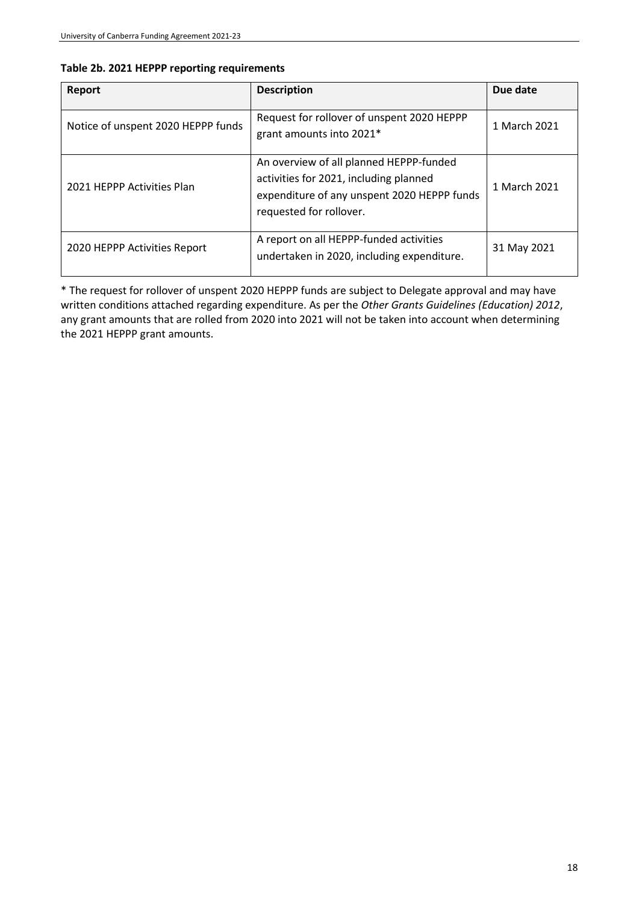**Table 2b. 2021 HEPPP reporting requirements**

| Report | Description | Due date |
|---|---|---|
| Notice of unspent 2020 HEPPP funds | Request for rollover of unspent 2020 HEPPP grant amounts into 2021* | 1 March 2021 |
| 2021 HEPPP Activities Plan | An overview of all planned HEPPP-funded activities for 2021, including planned expenditure of any unspent 2020 HEPPP funds requested for rollover. | 1 March 2021 |
| 2020 HEPPP Activities Report | A report on all HEPPP-funded activities undertaken in 2020, including expenditure. | 31 May 2021 |

* The request for rollover of unspent 2020 HEPPP funds are subject to Delegate approval and may have written conditions attached regarding expenditure. As per the *Other Grants Guidelines (Education) 2012*, any grant amounts that are rolled from 2020 into 2021 will not be taken into account when determining the 2021 HEPPP grant amounts.